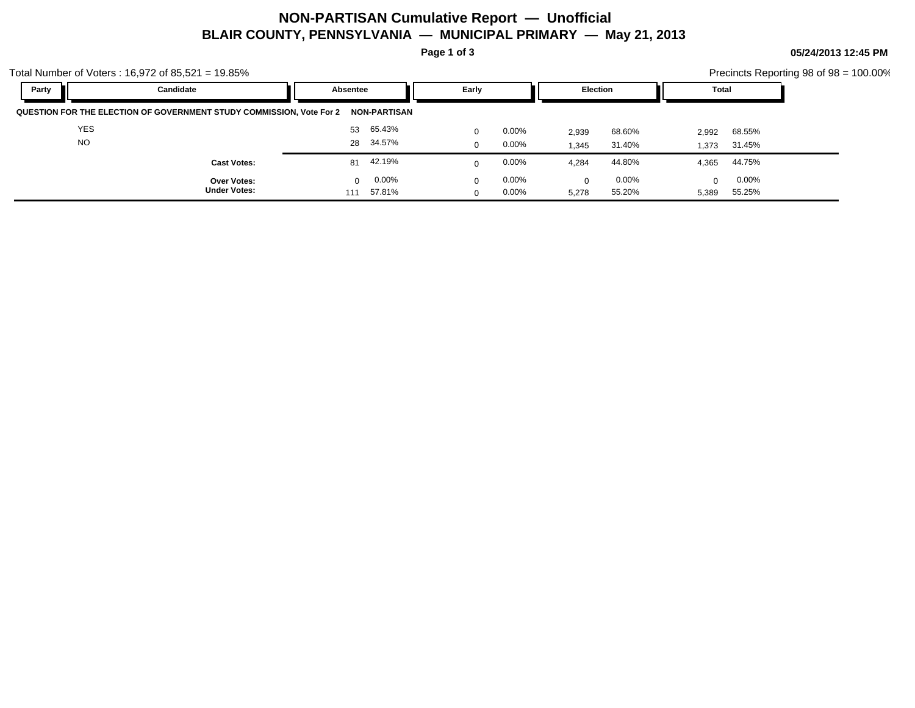# NON-PARTISAN Cumulative Report — Unofficial

## BLAIR COUNTY, PENNSYLVANIA — MUNICIPAL PRIMARY — May 21, 2013

05/24/2013 12:45 PM

Total Number of Voters : 16,972 of 85,521 = 19.85%

Precincts Reporting 98 of 98 = 100.00%

| Party | Candidate | Absentee | | Early | | Election | | Total | |
|---|---|---|---|---|---|---|---|---|---|
| **QUESTION FOR THE ELECTION OF GOVERNMENT STUDY COMMISSION, Vote For 2** | | **NON-PARTISAN** | | | | | | | |
| | YES | 53 | 65.43% | 0 | 0.00% | 2,939 | 68.60% | 2,992 | 68.55% |
| | NO | 28 | 34.57% | 0 | 0.00% | 1,345 | 31.40% | 1,373 | 31.45% |
| | **Cast Votes:** | 81 | 42.19% | 0 | 0.00% | 4,284 | 44.80% | 4,365 | 44.75% |
| | **Over Votes:** | 0 | 0.00% | 0 | 0.00% | 0 | 0.00% | 0 | 0.00% |
| | **Under Votes:** | 111 | 57.81% | 0 | 0.00% | 5,278 | 55.20% | 5,389 | 55.25% |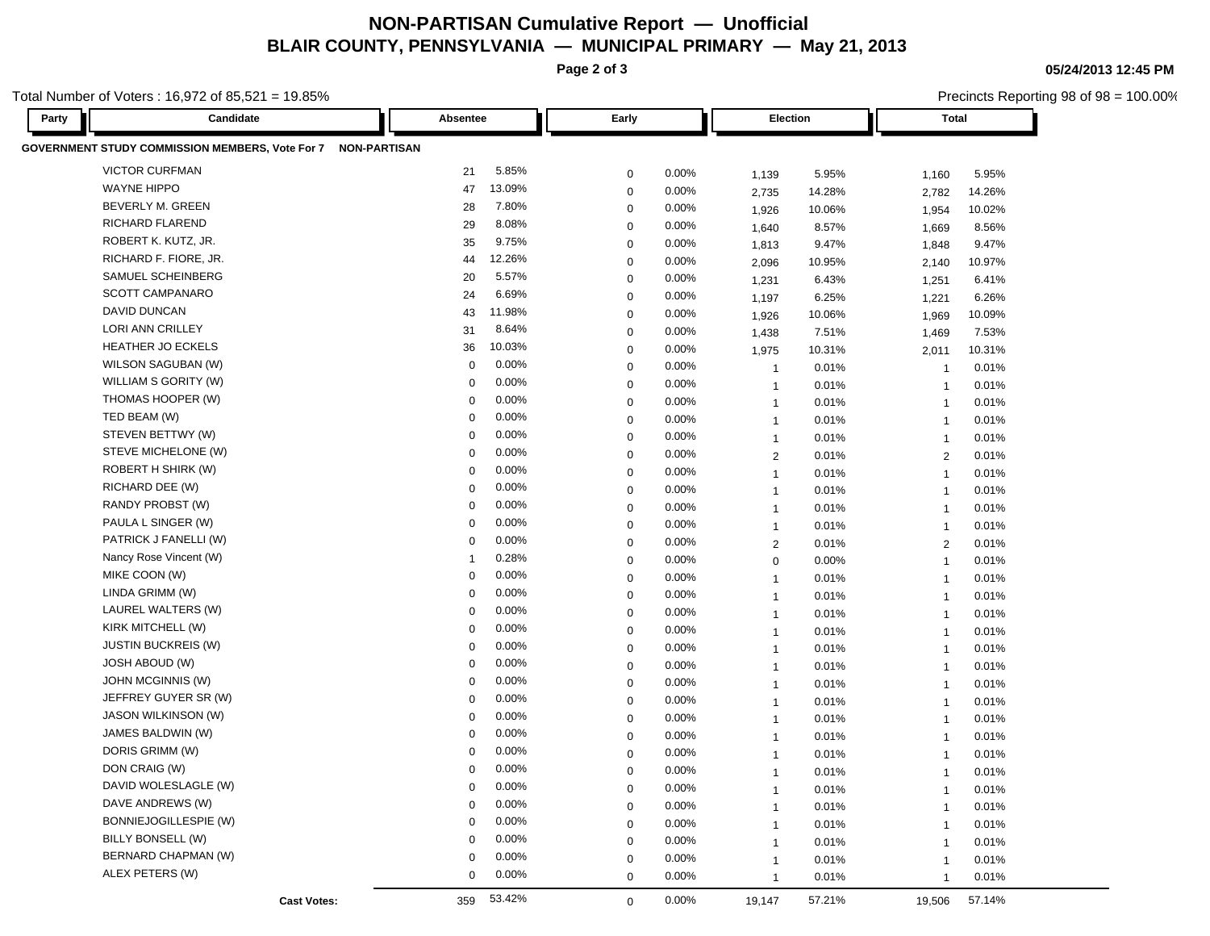# NON-PARTISAN Cumulative Report — Unofficial

## BLAIR COUNTY, PENNSYLVANIA — MUNICIPAL PRIMARY — May 21, 2013

05/24/2013 12:45 PM

Total Number of Voters : 16,972 of 85,521 = 19.85%

Precincts Reporting 98 of 98 = 100.00%

| Party | Candidate | Absentee | | Early | | Election | | Total | |
|---|---|---|---|---|---|---|---|---|---|
| **GOVERNMENT STUDY COMMISSION MEMBERS, Vote For 7** | **NON-PARTISAN** | | | | | | | | |
| | VICTOR CURFMAN | 21 | 5.85% | 0 | 0.00% | 1,139 | 5.95% | 1,160 | 5.95% |
| | WAYNE HIPPO | 47 | 13.09% | 0 | 0.00% | 2,735 | 14.28% | 2,782 | 14.26% |
| | BEVERLY M. GREEN | 28 | 7.80% | 0 | 0.00% | 1,926 | 10.06% | 1,954 | 10.02% |
| | RICHARD FLAREND | 29 | 8.08% | 0 | 0.00% | 1,640 | 8.57% | 1,669 | 8.56% |
| | ROBERT K. KUTZ, JR. | 35 | 9.75% | 0 | 0.00% | 1,813 | 9.47% | 1,848 | 9.47% |
| | RICHARD F. FIORE, JR. | 44 | 12.26% | 0 | 0.00% | 2,096 | 10.95% | 2,140 | 10.97% |
| | SAMUEL SCHEINBERG | 20 | 5.57% | 0 | 0.00% | 1,231 | 6.43% | 1,251 | 6.41% |
| | SCOTT CAMPANARO | 24 | 6.69% | 0 | 0.00% | 1,197 | 6.25% | 1,221 | 6.26% |
| | DAVID DUNCAN | 43 | 11.98% | 0 | 0.00% | 1,926 | 10.06% | 1,969 | 10.09% |
| | LORI ANN CRILLEY | 31 | 8.64% | 0 | 0.00% | 1,438 | 7.51% | 1,469 | 7.53% |
| | HEATHER JO ECKELS | 36 | 10.03% | 0 | 0.00% | 1,975 | 10.31% | 2,011 | 10.31% |
| | WILSON SAGUBAN (W) | 0 | 0.00% | 0 | 0.00% | 1 | 0.01% | 1 | 0.01% |
| | WILLIAM S GORITY (W) | 0 | 0.00% | 0 | 0.00% | 1 | 0.01% | 1 | 0.01% |
| | THOMAS HOOPER (W) | 0 | 0.00% | 0 | 0.00% | 1 | 0.01% | 1 | 0.01% |
| | TED BEAM (W) | 0 | 0.00% | 0 | 0.00% | 1 | 0.01% | 1 | 0.01% |
| | STEVEN BETTWY (W) | 0 | 0.00% | 0 | 0.00% | 1 | 0.01% | 1 | 0.01% |
| | STEVE MICHELONE (W) | 0 | 0.00% | 0 | 0.00% | 2 | 0.01% | 2 | 0.01% |
| | ROBERT H SHIRK (W) | 0 | 0.00% | 0 | 0.00% | 1 | 0.01% | 1 | 0.01% |
| | RICHARD DEE (W) | 0 | 0.00% | 0 | 0.00% | 1 | 0.01% | 1 | 0.01% |
| | RANDY PROBST (W) | 0 | 0.00% | 0 | 0.00% | 1 | 0.01% | 1 | 0.01% |
| | PAULA L SINGER (W) | 0 | 0.00% | 0 | 0.00% | 1 | 0.01% | 1 | 0.01% |
| | PATRICK J FANELLI (W) | 0 | 0.00% | 0 | 0.00% | 2 | 0.01% | 2 | 0.01% |
| | Nancy Rose Vincent (W) | 1 | 0.28% | 0 | 0.00% | 0 | 0.00% | 1 | 0.01% |
| | MIKE COON (W) | 0 | 0.00% | 0 | 0.00% | 1 | 0.01% | 1 | 0.01% |
| | LINDA GRIMM (W) | 0 | 0.00% | 0 | 0.00% | 1 | 0.01% | 1 | 0.01% |
| | LAUREL WALTERS (W) | 0 | 0.00% | 0 | 0.00% | 1 | 0.01% | 1 | 0.01% |
| | KIRK MITCHELL (W) | 0 | 0.00% | 0 | 0.00% | 1 | 0.01% | 1 | 0.01% |
| | JUSTIN BUCKREIS (W) | 0 | 0.00% | 0 | 0.00% | 1 | 0.01% | 1 | 0.01% |
| | JOSH ABOUD (W) | 0 | 0.00% | 0 | 0.00% | 1 | 0.01% | 1 | 0.01% |
| | JOHN MCGINNIS (W) | 0 | 0.00% | 0 | 0.00% | 1 | 0.01% | 1 | 0.01% |
| | JEFFREY GUYER SR (W) | 0 | 0.00% | 0 | 0.00% | 1 | 0.01% | 1 | 0.01% |
| | JASON WILKINSON (W) | 0 | 0.00% | 0 | 0.00% | 1 | 0.01% | 1 | 0.01% |
| | JAMES BALDWIN (W) | 0 | 0.00% | 0 | 0.00% | 1 | 0.01% | 1 | 0.01% |
| | DORIS GRIMM (W) | 0 | 0.00% | 0 | 0.00% | 1 | 0.01% | 1 | 0.01% |
| | DON CRAIG (W) | 0 | 0.00% | 0 | 0.00% | 1 | 0.01% | 1 | 0.01% |
| | DAVID WOLESLAGLE (W) | 0 | 0.00% | 0 | 0.00% | 1 | 0.01% | 1 | 0.01% |
| | DAVE ANDREWS (W) | 0 | 0.00% | 0 | 0.00% | 1 | 0.01% | 1 | 0.01% |
| | BONNIEJOGILLESPIE (W) | 0 | 0.00% | 0 | 0.00% | 1 | 0.01% | 1 | 0.01% |
| | BILLY BONSELL (W) | 0 | 0.00% | 0 | 0.00% | 1 | 0.01% | 1 | 0.01% |
| | BERNARD CHAPMAN (W) | 0 | 0.00% | 0 | 0.00% | 1 | 0.01% | 1 | 0.01% |
| | ALEX PETERS (W) | 0 | 0.00% | 0 | 0.00% | 1 | 0.01% | 1 | 0.01% |
| | **Cast Votes:** | 359 | 53.42% | 0 | 0.00% | 19,147 | 57.21% | 19,506 | 57.14% |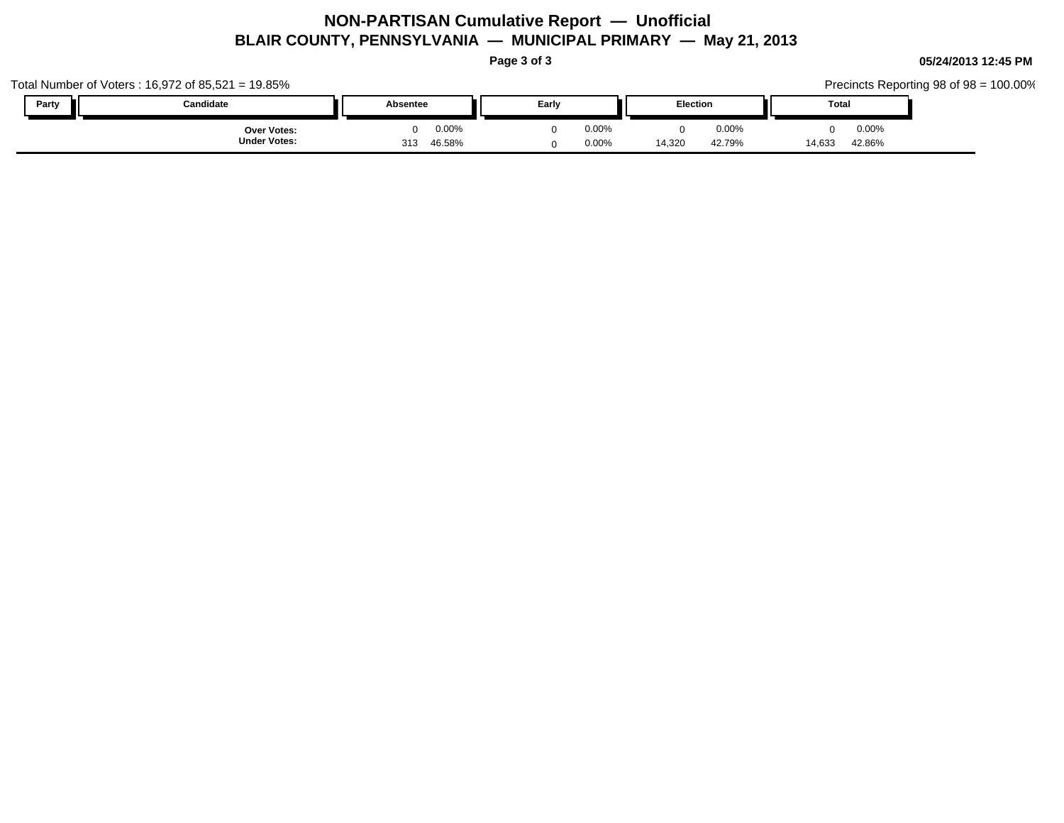# NON-PARTISAN Cumulative Report — Unofficial

## BLAIR COUNTY, PENNSYLVANIA — MUNICIPAL PRIMARY — May 21, 2013

05/24/2013 12:45 PM

Total Number of Voters : 16,972 of 85,521 = 19.85%

Precincts Reporting 98 of 98 = 100.00%

| Party | Candidate | Absentee | | Early | | Election | | Total | |
|---|---|---|---|---|---|---|---|---|---|
| | **Over Votes:** | 0 | 0.00% | 0 | 0.00% | 0 | 0.00% | 0 | 0.00% |
| | **Under Votes:** | 313 | 46.58% | 0 | 0.00% | 14,320 | 42.79% | 14,633 | 42.86% |